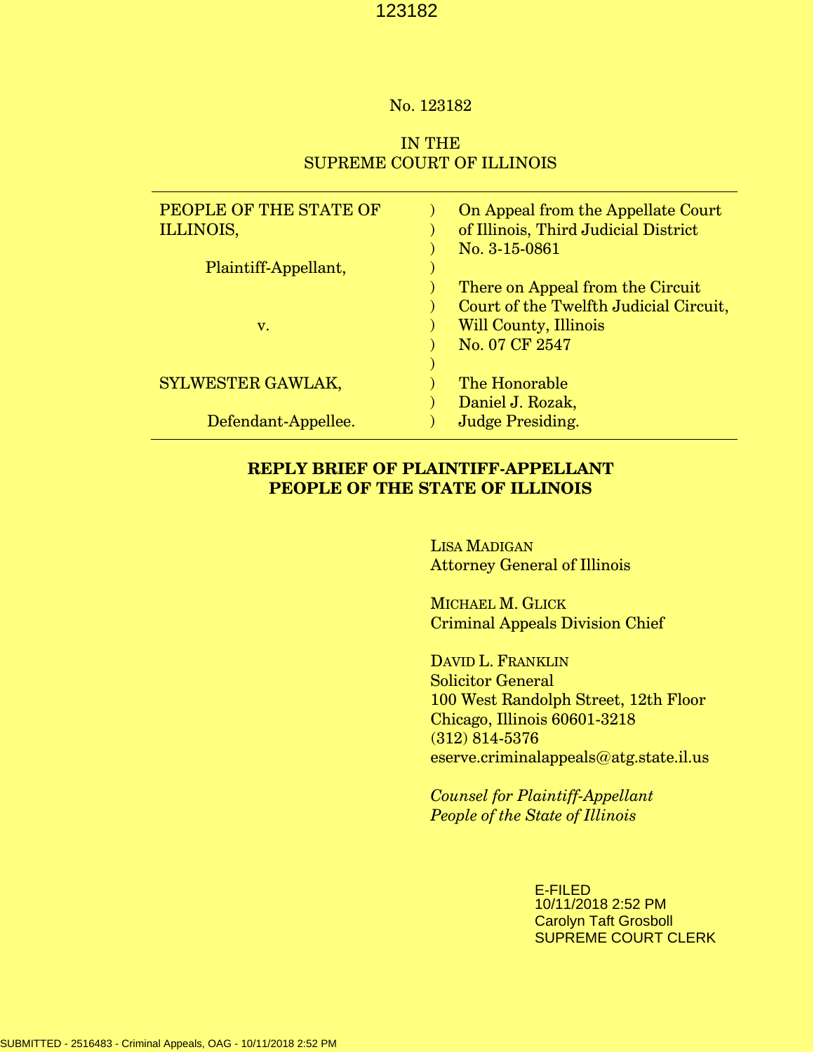No. 123182

IN THE
SUPREME COURT OF ILLINOIS

| | | |
|---|---|---|
| PEOPLE OF THE STATE OF ILLINOIS, | ) | On Appeal from the Appellate Court of Illinois, Third Judicial District |
| | ) | No. 3-15-0861 |
| Plaintiff-Appellant, | ) | |
| | ) | There on Appeal from the Circuit Court of the Twelfth Judicial Circuit, |
| v. | ) | Will County, Illinois |
| | ) | No. 07 CF 2547 |
| | ) | |
| SYLWESTER GAWLAK, | ) | The Honorable |
| | ) | Daniel J. Rozak, |
| Defendant-Appellee. | ) | Judge Presiding. |

**REPLY BRIEF OF PLAINTIFF-APPELLANT
PEOPLE OF THE STATE OF ILLINOIS**

LISA MADIGAN
Attorney General of Illinois

MICHAEL M. GLICK
Criminal Appeals Division Chief

DAVID L. FRANKLIN
Solicitor General
100 West Randolph Street, 12th Floor
Chicago, Illinois 60601-3218
(312) 814-5376
eserve.criminalappeals@atg.state.il.us

*Counsel for Plaintiff-Appellant
People of the State of Illinois*

E-FILED
10/11/2018 2:52 PM
Carolyn Taft Grosboll
SUPREME COURT CLERK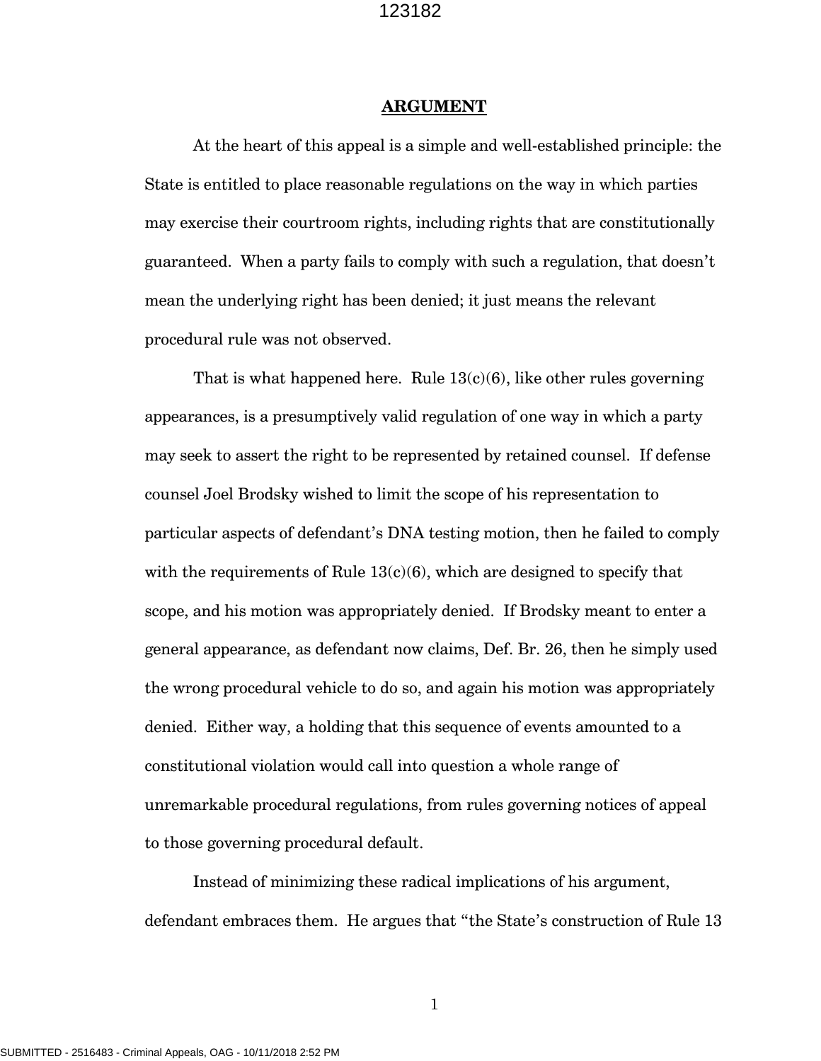## ARGUMENT

At the heart of this appeal is a simple and well-established principle: the State is entitled to place reasonable regulations on the way in which parties may exercise their courtroom rights, including rights that are constitutionally guaranteed. When a party fails to comply with such a regulation, that doesn't mean the underlying right has been denied; it just means the relevant procedural rule was not observed.

That is what happened here. Rule 13(c)(6), like other rules governing appearances, is a presumptively valid regulation of one way in which a party may seek to assert the right to be represented by retained counsel. If defense counsel Joel Brodsky wished to limit the scope of his representation to particular aspects of defendant's DNA testing motion, then he failed to comply with the requirements of Rule 13(c)(6), which are designed to specify that scope, and his motion was appropriately denied. If Brodsky meant to enter a general appearance, as defendant now claims, Def. Br. 26, then he simply used the wrong procedural vehicle to do so, and again his motion was appropriately denied. Either way, a holding that this sequence of events amounted to a constitutional violation would call into question a whole range of unremarkable procedural regulations, from rules governing notices of appeal to those governing procedural default.

Instead of minimizing these radical implications of his argument, defendant embraces them. He argues that "the State's construction of Rule 13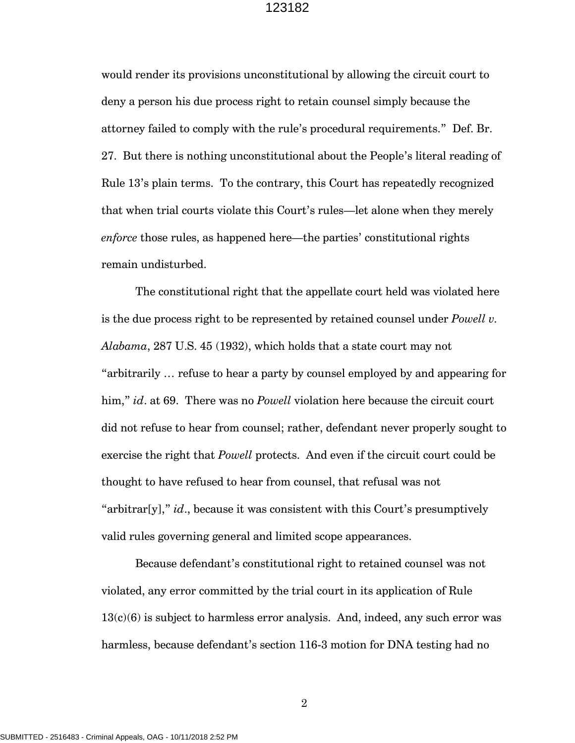would render its provisions unconstitutional by allowing the circuit court to deny a person his due process right to retain counsel simply because the attorney failed to comply with the rule's procedural requirements." Def. Br. 27. But there is nothing unconstitutional about the People's literal reading of Rule 13's plain terms. To the contrary, this Court has repeatedly recognized that when trial courts violate this Court's rules—let alone when they merely *enforce* those rules, as happened here—the parties' constitutional rights remain undisturbed.

The constitutional right that the appellate court held was violated here is the due process right to be represented by retained counsel under *Powell v. Alabama*, 287 U.S. 45 (1932), which holds that a state court may not "arbitrarily … refuse to hear a party by counsel employed by and appearing for him," *id*. at 69. There was no *Powell* violation here because the circuit court did not refuse to hear from counsel; rather, defendant never properly sought to exercise the right that *Powell* protects. And even if the circuit court could be thought to have refused to hear from counsel, that refusal was not "arbitrar[y]," *id*., because it was consistent with this Court's presumptively valid rules governing general and limited scope appearances.

Because defendant's constitutional right to retained counsel was not violated, any error committed by the trial court in its application of Rule 13(c)(6) is subject to harmless error analysis. And, indeed, any such error was harmless, because defendant's section 116-3 motion for DNA testing had no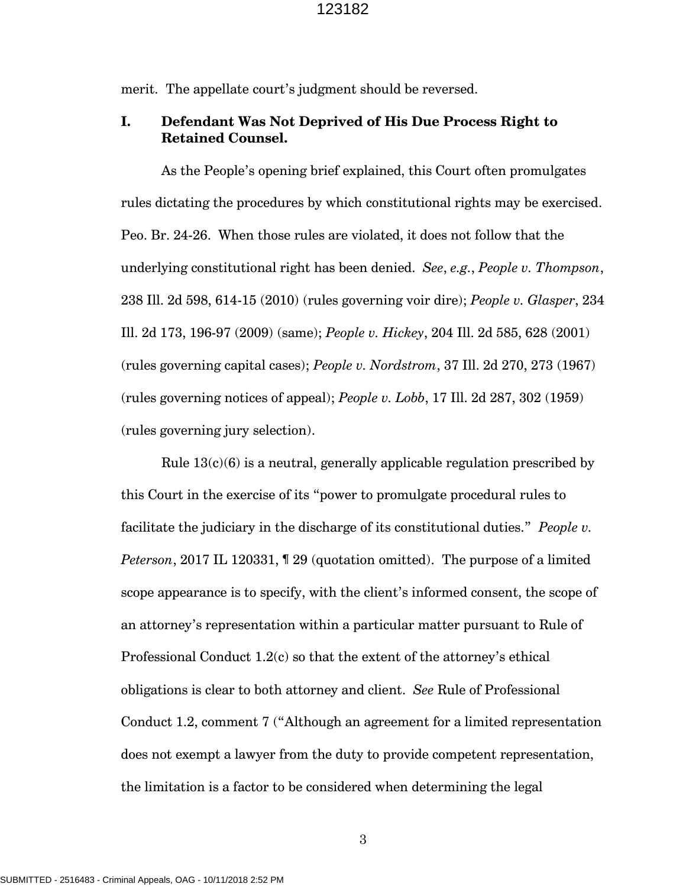merit. The appellate court's judgment should be reversed.

## I. Defendant Was Not Deprived of His Due Process Right to Retained Counsel.

As the People's opening brief explained, this Court often promulgates rules dictating the procedures by which constitutional rights may be exercised. Peo. Br. 24-26. When those rules are violated, it does not follow that the underlying constitutional right has been denied. *See*, *e.g.*, *People v. Thompson*, 238 Ill. 2d 598, 614-15 (2010) (rules governing voir dire); *People v. Glasper*, 234 Ill. 2d 173, 196-97 (2009) (same); *People v. Hickey*, 204 Ill. 2d 585, 628 (2001) (rules governing capital cases); *People v. Nordstrom*, 37 Ill. 2d 270, 273 (1967) (rules governing notices of appeal); *People v. Lobb*, 17 Ill. 2d 287, 302 (1959) (rules governing jury selection).

Rule 13(c)(6) is a neutral, generally applicable regulation prescribed by this Court in the exercise of its "power to promulgate procedural rules to facilitate the judiciary in the discharge of its constitutional duties." *People v. Peterson*, 2017 IL 120331, ¶ 29 (quotation omitted). The purpose of a limited scope appearance is to specify, with the client's informed consent, the scope of an attorney's representation within a particular matter pursuant to Rule of Professional Conduct 1.2(c) so that the extent of the attorney's ethical obligations is clear to both attorney and client. *See* Rule of Professional Conduct 1.2, comment 7 ("Although an agreement for a limited representation does not exempt a lawyer from the duty to provide competent representation, the limitation is a factor to be considered when determining the legal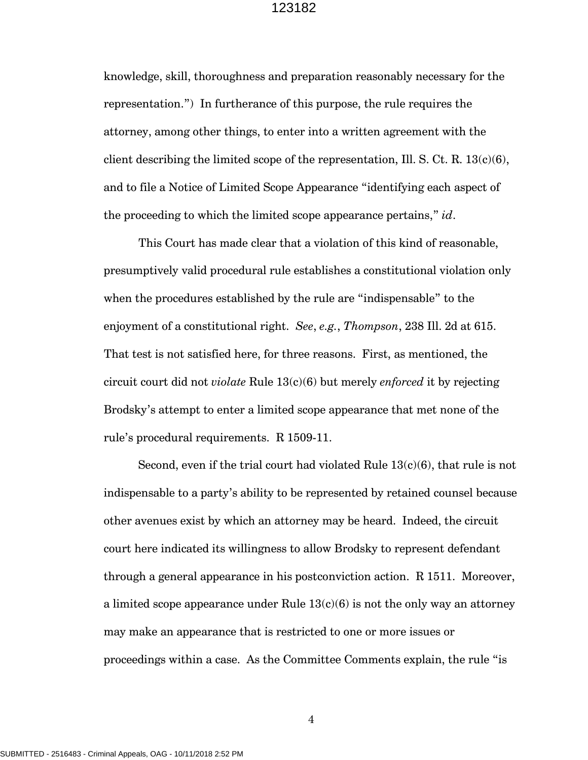knowledge, skill, thoroughness and preparation reasonably necessary for the representation.") In furtherance of this purpose, the rule requires the attorney, among other things, to enter into a written agreement with the client describing the limited scope of the representation, Ill. S. Ct. R. 13(c)(6), and to file a Notice of Limited Scope Appearance "identifying each aspect of the proceeding to which the limited scope appearance pertains," *id*.

This Court has made clear that a violation of this kind of reasonable, presumptively valid procedural rule establishes a constitutional violation only when the procedures established by the rule are "indispensable" to the enjoyment of a constitutional right. *See*, *e.g.*, *Thompson*, 238 Ill. 2d at 615. That test is not satisfied here, for three reasons. First, as mentioned, the circuit court did not *violate* Rule 13(c)(6) but merely *enforced* it by rejecting Brodsky's attempt to enter a limited scope appearance that met none of the rule's procedural requirements. R 1509-11.

Second, even if the trial court had violated Rule 13(c)(6), that rule is not indispensable to a party's ability to be represented by retained counsel because other avenues exist by which an attorney may be heard. Indeed, the circuit court here indicated its willingness to allow Brodsky to represent defendant through a general appearance in his postconviction action. R 1511. Moreover, a limited scope appearance under Rule 13(c)(6) is not the only way an attorney may make an appearance that is restricted to one or more issues or proceedings within a case. As the Committee Comments explain, the rule "is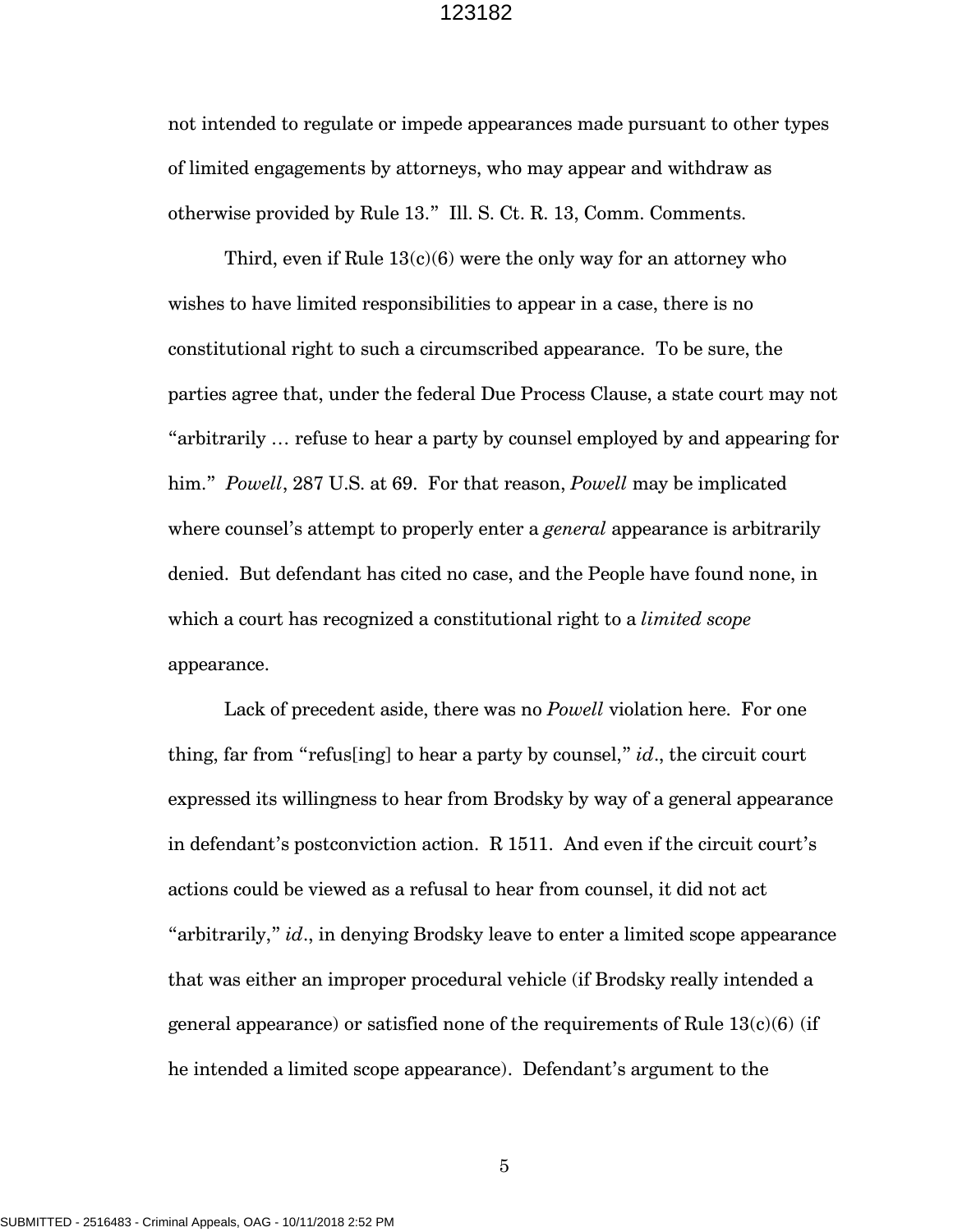not intended to regulate or impede appearances made pursuant to other types of limited engagements by attorneys, who may appear and withdraw as otherwise provided by Rule 13." Ill. S. Ct. R. 13, Comm. Comments.

Third, even if Rule 13(c)(6) were the only way for an attorney who wishes to have limited responsibilities to appear in a case, there is no constitutional right to such a circumscribed appearance. To be sure, the parties agree that, under the federal Due Process Clause, a state court may not "arbitrarily … refuse to hear a party by counsel employed by and appearing for him." *Powell*, 287 U.S. at 69. For that reason, *Powell* may be implicated where counsel's attempt to properly enter a *general* appearance is arbitrarily denied. But defendant has cited no case, and the People have found none, in which a court has recognized a constitutional right to a *limited scope* appearance.

Lack of precedent aside, there was no *Powell* violation here. For one thing, far from "refus[ing] to hear a party by counsel," *id*., the circuit court expressed its willingness to hear from Brodsky by way of a general appearance in defendant's postconviction action. R 1511. And even if the circuit court's actions could be viewed as a refusal to hear from counsel, it did not act "arbitrarily," *id*., in denying Brodsky leave to enter a limited scope appearance that was either an improper procedural vehicle (if Brodsky really intended a general appearance) or satisfied none of the requirements of Rule 13(c)(6) (if he intended a limited scope appearance). Defendant's argument to the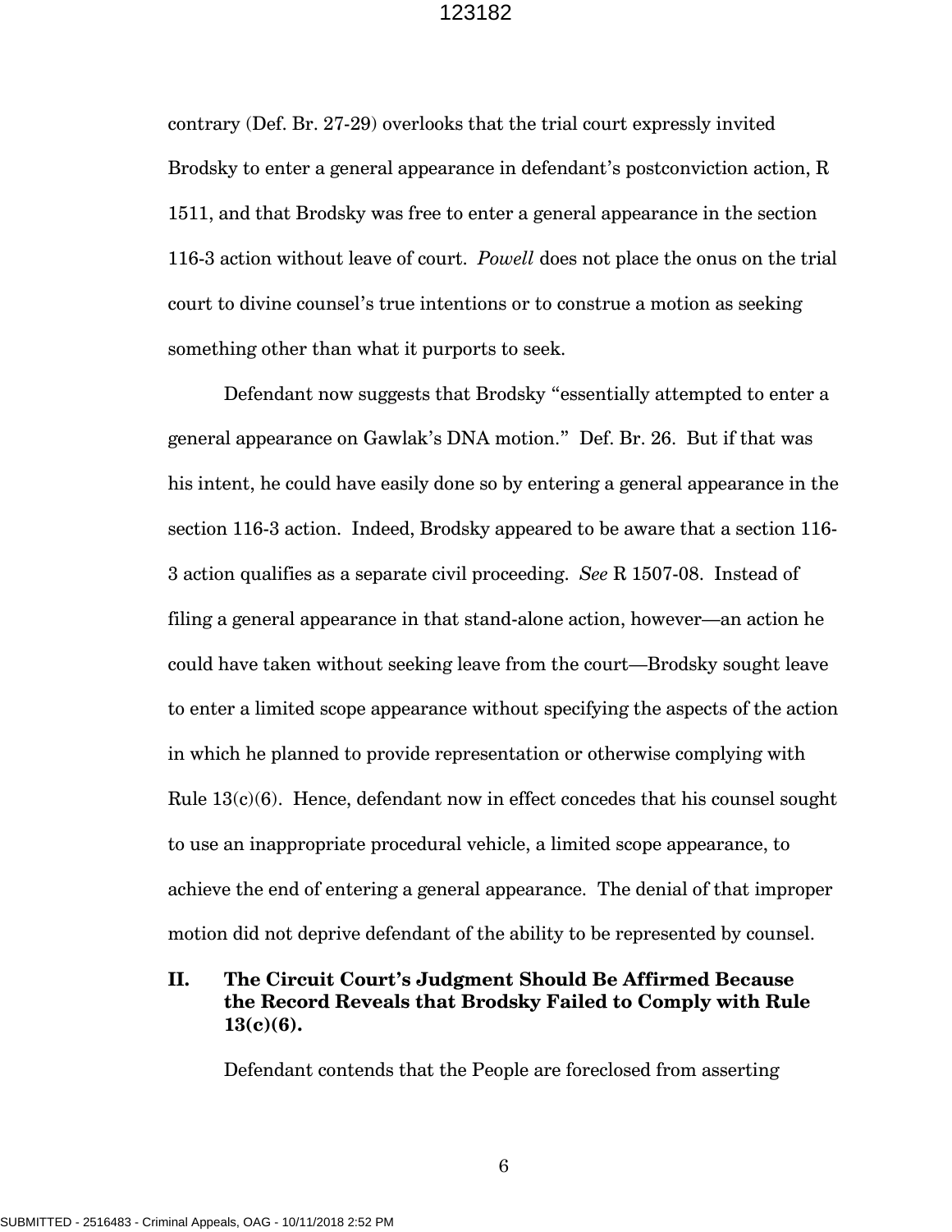contrary (Def. Br. 27-29) overlooks that the trial court expressly invited Brodsky to enter a general appearance in defendant's postconviction action, R 1511, and that Brodsky was free to enter a general appearance in the section 116-3 action without leave of court. *Powell* does not place the onus on the trial court to divine counsel's true intentions or to construe a motion as seeking something other than what it purports to seek.

Defendant now suggests that Brodsky "essentially attempted to enter a general appearance on Gawlak's DNA motion." Def. Br. 26. But if that was his intent, he could have easily done so by entering a general appearance in the section 116-3 action. Indeed, Brodsky appeared to be aware that a section 116-3 action qualifies as a separate civil proceeding. *See* R 1507-08. Instead of filing a general appearance in that stand-alone action, however—an action he could have taken without seeking leave from the court—Brodsky sought leave to enter a limited scope appearance without specifying the aspects of the action in which he planned to provide representation or otherwise complying with Rule 13(c)(6). Hence, defendant now in effect concedes that his counsel sought to use an inappropriate procedural vehicle, a limited scope appearance, to achieve the end of entering a general appearance. The denial of that improper motion did not deprive defendant of the ability to be represented by counsel.

## II. The Circuit Court's Judgment Should Be Affirmed Because the Record Reveals that Brodsky Failed to Comply with Rule 13(c)(6).

Defendant contends that the People are foreclosed from asserting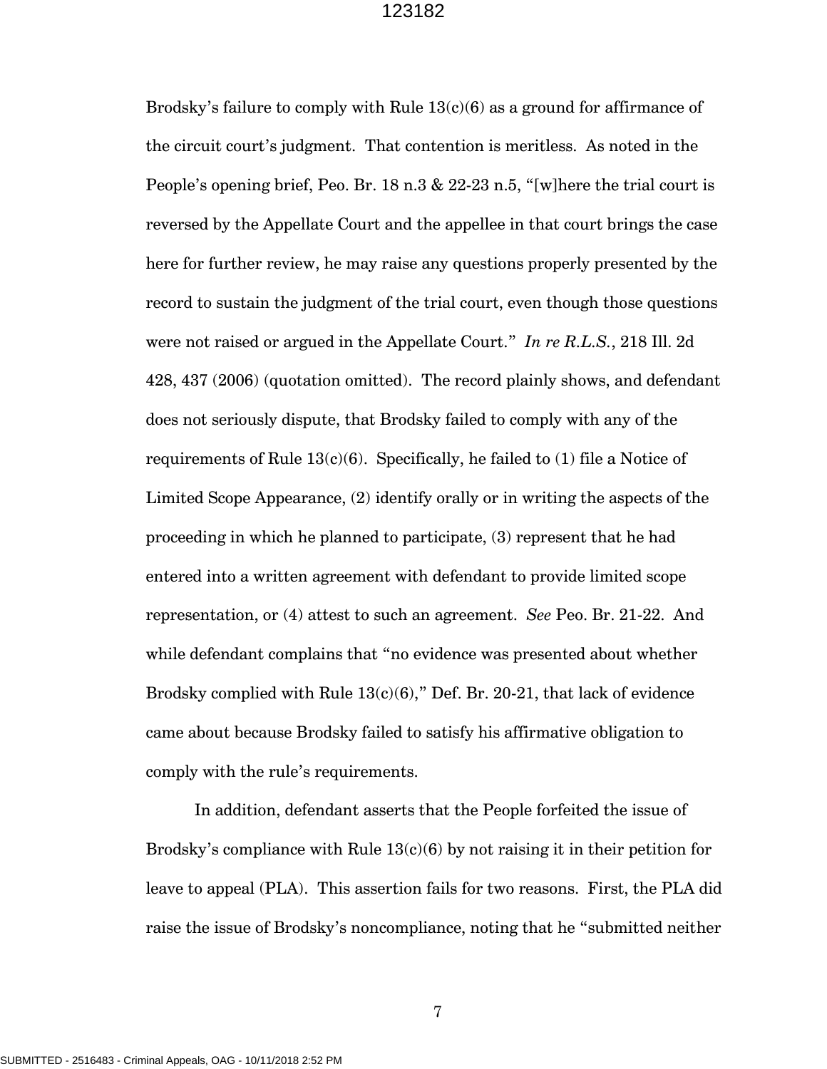Brodsky's failure to comply with Rule 13(c)(6) as a ground for affirmance of the circuit court's judgment. That contention is meritless. As noted in the People's opening brief, Peo. Br. 18 n.3 & 22-23 n.5, "[w]here the trial court is reversed by the Appellate Court and the appellee in that court brings the case here for further review, he may raise any questions properly presented by the record to sustain the judgment of the trial court, even though those questions were not raised or argued in the Appellate Court." *In re R.L.S.*, 218 Ill. 2d 428, 437 (2006) (quotation omitted). The record plainly shows, and defendant does not seriously dispute, that Brodsky failed to comply with any of the requirements of Rule 13(c)(6). Specifically, he failed to (1) file a Notice of Limited Scope Appearance, (2) identify orally or in writing the aspects of the proceeding in which he planned to participate, (3) represent that he had entered into a written agreement with defendant to provide limited scope representation, or (4) attest to such an agreement. *See* Peo. Br. 21-22. And while defendant complains that "no evidence was presented about whether Brodsky complied with Rule 13(c)(6)," Def. Br. 20-21, that lack of evidence came about because Brodsky failed to satisfy his affirmative obligation to comply with the rule's requirements.

In addition, defendant asserts that the People forfeited the issue of Brodsky's compliance with Rule 13(c)(6) by not raising it in their petition for leave to appeal (PLA). This assertion fails for two reasons. First, the PLA did raise the issue of Brodsky's noncompliance, noting that he "submitted neither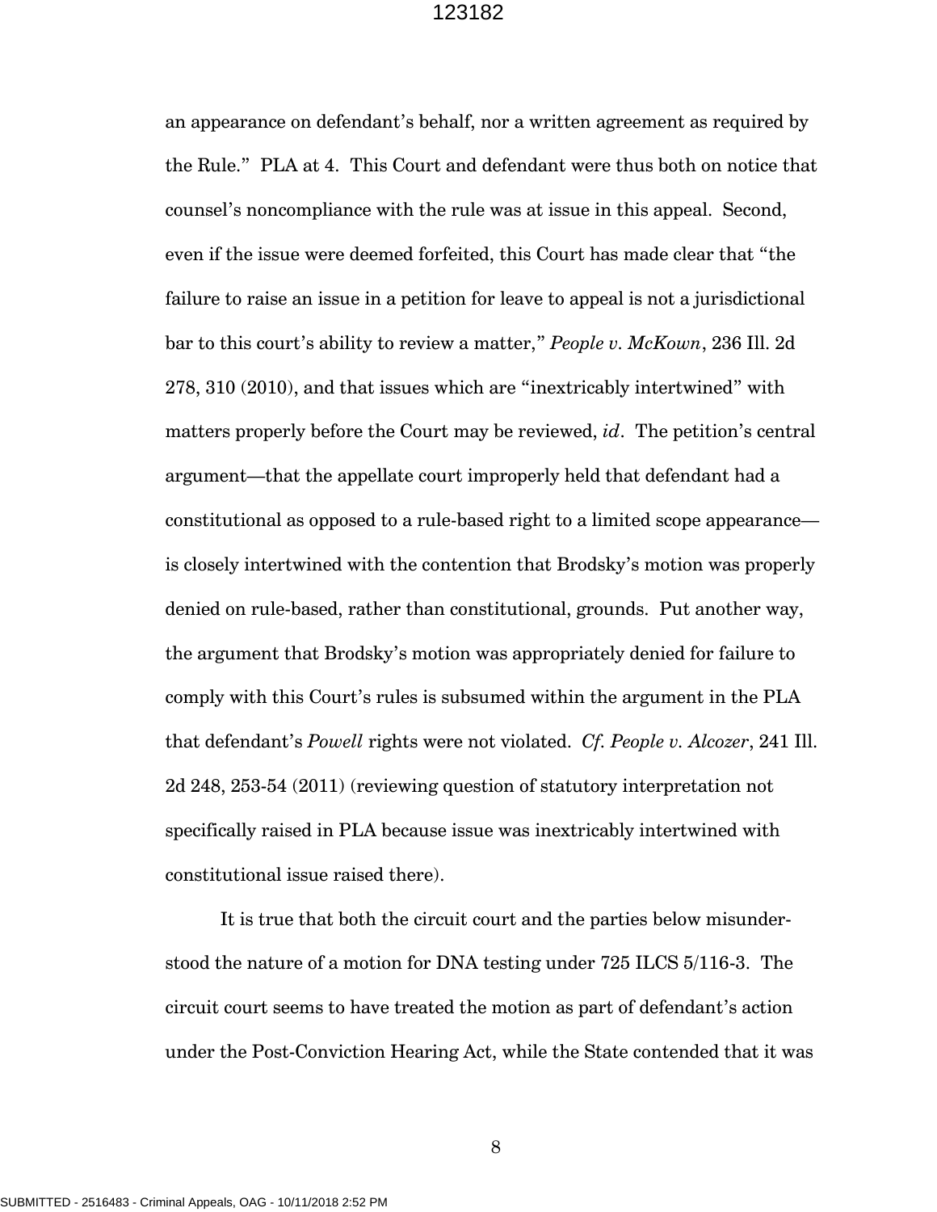an appearance on defendant's behalf, nor a written agreement as required by the Rule." PLA at 4. This Court and defendant were thus both on notice that counsel's noncompliance with the rule was at issue in this appeal. Second, even if the issue were deemed forfeited, this Court has made clear that "the failure to raise an issue in a petition for leave to appeal is not a jurisdictional bar to this court's ability to review a matter," *People v. McKown*, 236 Ill. 2d 278, 310 (2010), and that issues which are "inextricably intertwined" with matters properly before the Court may be reviewed, *id*. The petition's central argument—that the appellate court improperly held that defendant had a constitutional as opposed to a rule-based right to a limited scope appearance—is closely intertwined with the contention that Brodsky's motion was properly denied on rule-based, rather than constitutional, grounds. Put another way, the argument that Brodsky's motion was appropriately denied for failure to comply with this Court's rules is subsumed within the argument in the PLA that defendant's *Powell* rights were not violated. *Cf. People v. Alcozer*, 241 Ill. 2d 248, 253-54 (2011) (reviewing question of statutory interpretation not specifically raised in PLA because issue was inextricably intertwined with constitutional issue raised there).

It is true that both the circuit court and the parties below misunderstood the nature of a motion for DNA testing under 725 ILCS 5/116-3. The circuit court seems to have treated the motion as part of defendant's action under the Post-Conviction Hearing Act, while the State contended that it was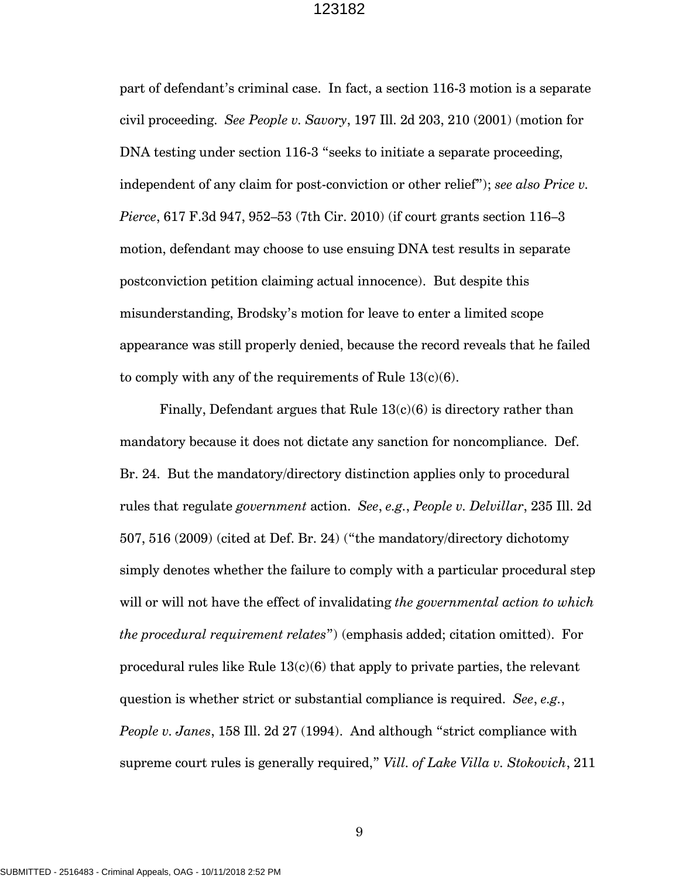part of defendant's criminal case. In fact, a section 116-3 motion is a separate civil proceeding. *See People v. Savory*, 197 Ill. 2d 203, 210 (2001) (motion for DNA testing under section 116-3 "seeks to initiate a separate proceeding, independent of any claim for post-conviction or other relief"); *see also Price v. Pierce*, 617 F.3d 947, 952–53 (7th Cir. 2010) (if court grants section 116–3 motion, defendant may choose to use ensuing DNA test results in separate postconviction petition claiming actual innocence). But despite this misunderstanding, Brodsky's motion for leave to enter a limited scope appearance was still properly denied, because the record reveals that he failed to comply with any of the requirements of Rule 13(c)(6).

Finally, Defendant argues that Rule 13(c)(6) is directory rather than mandatory because it does not dictate any sanction for noncompliance. Def. Br. 24. But the mandatory/directory distinction applies only to procedural rules that regulate *government* action. *See*, *e.g.*, *People v. Delvillar*, 235 Ill. 2d 507, 516 (2009) (cited at Def. Br. 24) ("the mandatory/directory dichotomy simply denotes whether the failure to comply with a particular procedural step will or will not have the effect of invalidating *the governmental action to which the procedural requirement relates*") (emphasis added; citation omitted). For procedural rules like Rule 13(c)(6) that apply to private parties, the relevant question is whether strict or substantial compliance is required. *See*, *e.g.*, *People v. Janes*, 158 Ill. 2d 27 (1994). And although "strict compliance with supreme court rules is generally required," *Vill. of Lake Villa v. Stokovich*, 211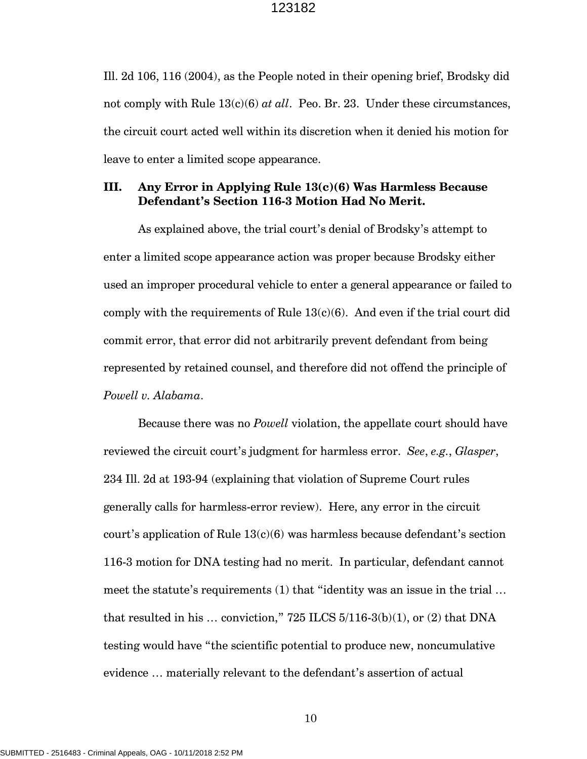Ill. 2d 106, 116 (2004), as the People noted in their opening brief, Brodsky did not comply with Rule 13(c)(6) *at all*. Peo. Br. 23. Under these circumstances, the circuit court acted well within its discretion when it denied his motion for leave to enter a limited scope appearance.

## III. Any Error in Applying Rule 13(c)(6) Was Harmless Because Defendant's Section 116-3 Motion Had No Merit.

As explained above, the trial court's denial of Brodsky's attempt to enter a limited scope appearance action was proper because Brodsky either used an improper procedural vehicle to enter a general appearance or failed to comply with the requirements of Rule 13(c)(6). And even if the trial court did commit error, that error did not arbitrarily prevent defendant from being represented by retained counsel, and therefore did not offend the principle of *Powell v. Alabama*.

Because there was no *Powell* violation, the appellate court should have reviewed the circuit court's judgment for harmless error. *See*, *e.g.*, *Glasper*, 234 Ill. 2d at 193-94 (explaining that violation of Supreme Court rules generally calls for harmless-error review). Here, any error in the circuit court's application of Rule 13(c)(6) was harmless because defendant's section 116-3 motion for DNA testing had no merit. In particular, defendant cannot meet the statute's requirements (1) that "identity was an issue in the trial … that resulted in his … conviction," 725 ILCS 5/116-3(b)(1), or (2) that DNA testing would have "the scientific potential to produce new, noncumulative evidence … materially relevant to the defendant's assertion of actual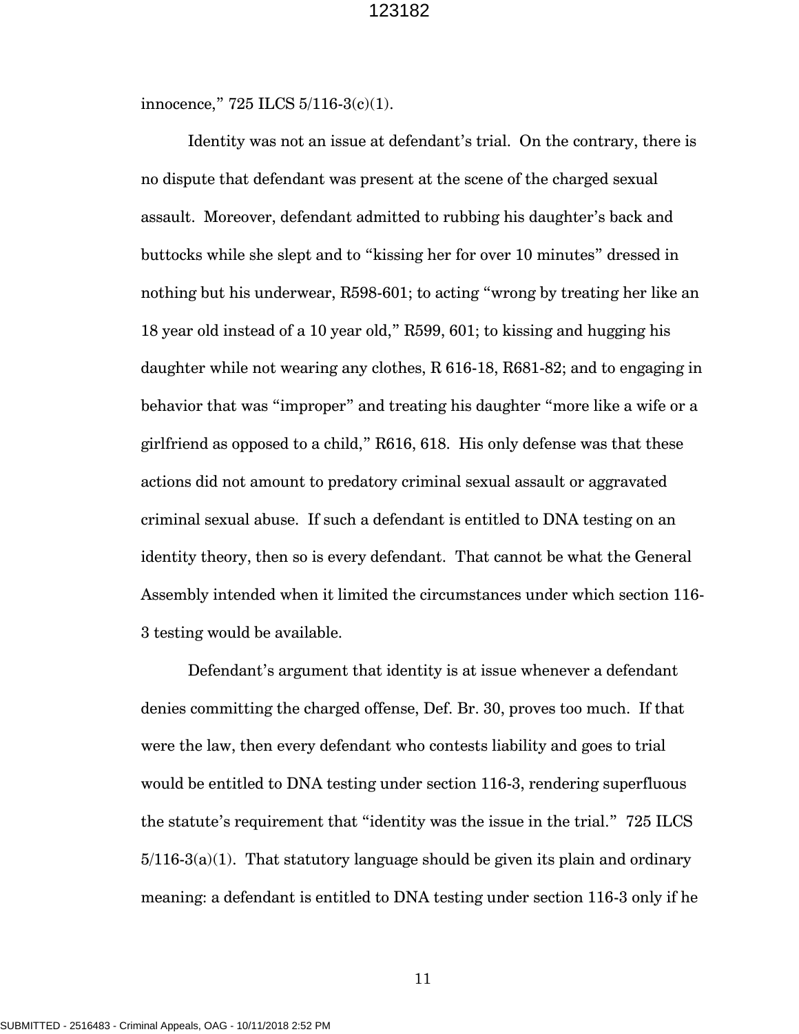innocence," 725 ILCS 5/116-3(c)(1).

Identity was not an issue at defendant's trial. On the contrary, there is no dispute that defendant was present at the scene of the charged sexual assault. Moreover, defendant admitted to rubbing his daughter's back and buttocks while she slept and to "kissing her for over 10 minutes" dressed in nothing but his underwear, R598-601; to acting "wrong by treating her like an 18 year old instead of a 10 year old," R599, 601; to kissing and hugging his daughter while not wearing any clothes, R 616-18, R681-82; and to engaging in behavior that was "improper" and treating his daughter "more like a wife or a girlfriend as opposed to a child," R616, 618. His only defense was that these actions did not amount to predatory criminal sexual assault or aggravated criminal sexual abuse. If such a defendant is entitled to DNA testing on an identity theory, then so is every defendant. That cannot be what the General Assembly intended when it limited the circumstances under which section 116-3 testing would be available.

Defendant's argument that identity is at issue whenever a defendant denies committing the charged offense, Def. Br. 30, proves too much. If that were the law, then every defendant who contests liability and goes to trial would be entitled to DNA testing under section 116-3, rendering superfluous the statute's requirement that "identity was the issue in the trial." 725 ILCS 5/116-3(a)(1). That statutory language should be given its plain and ordinary meaning: a defendant is entitled to DNA testing under section 116-3 only if he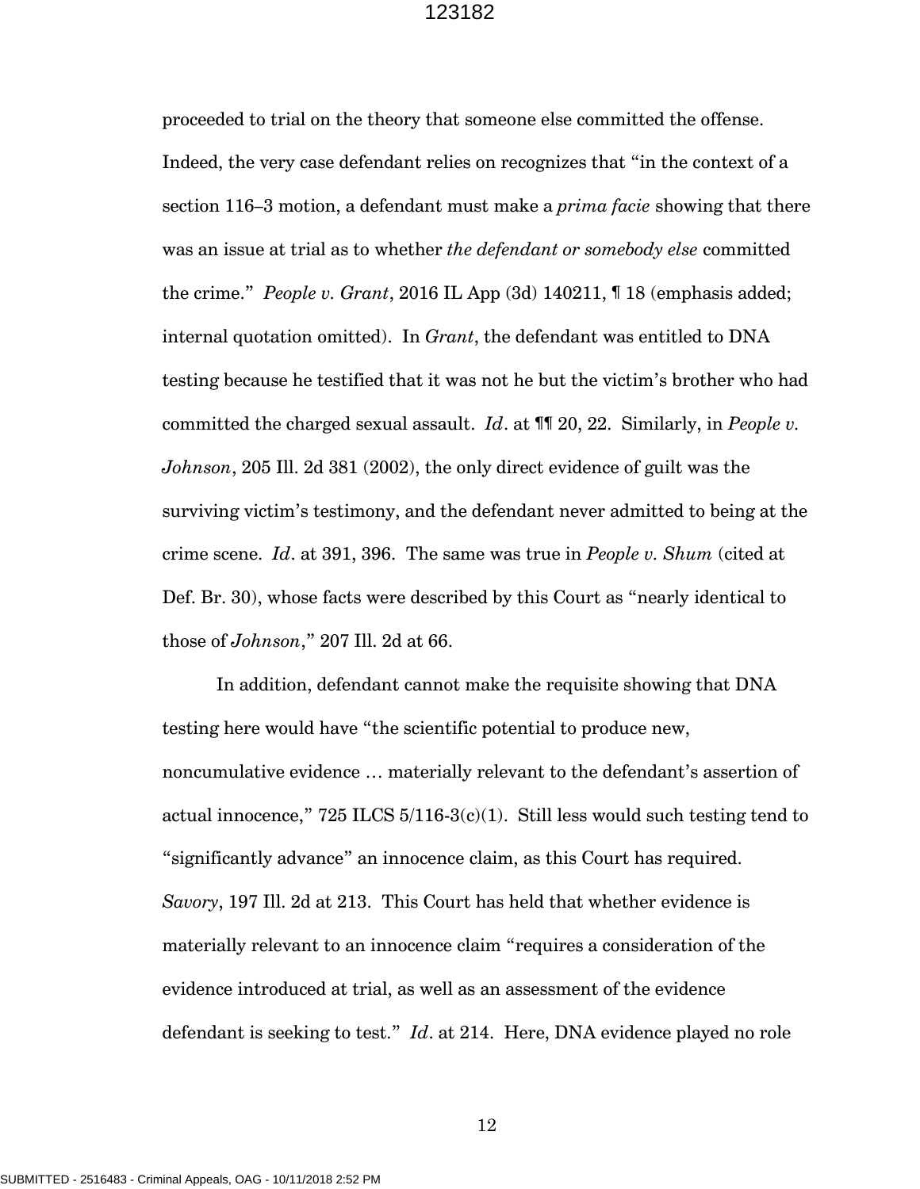proceeded to trial on the theory that someone else committed the offense. Indeed, the very case defendant relies on recognizes that "in the context of a section 116–3 motion, a defendant must make a *prima facie* showing that there was an issue at trial as to whether *the defendant or somebody else* committed the crime." *People v. Grant*, 2016 IL App (3d) 140211, ¶ 18 (emphasis added; internal quotation omitted). In *Grant*, the defendant was entitled to DNA testing because he testified that it was not he but the victim's brother who had committed the charged sexual assault. *Id*. at ¶¶ 20, 22. Similarly, in *People v. Johnson*, 205 Ill. 2d 381 (2002), the only direct evidence of guilt was the surviving victim's testimony, and the defendant never admitted to being at the crime scene. *Id*. at 391, 396. The same was true in *People v. Shum* (cited at Def. Br. 30), whose facts were described by this Court as "nearly identical to those of *Johnson*," 207 Ill. 2d at 66.

In addition, defendant cannot make the requisite showing that DNA testing here would have "the scientific potential to produce new, noncumulative evidence … materially relevant to the defendant's assertion of actual innocence," 725 ILCS 5/116-3(c)(1). Still less would such testing tend to "significantly advance" an innocence claim, as this Court has required. *Savory*, 197 Ill. 2d at 213. This Court has held that whether evidence is materially relevant to an innocence claim "requires a consideration of the evidence introduced at trial, as well as an assessment of the evidence defendant is seeking to test." *Id*. at 214. Here, DNA evidence played no role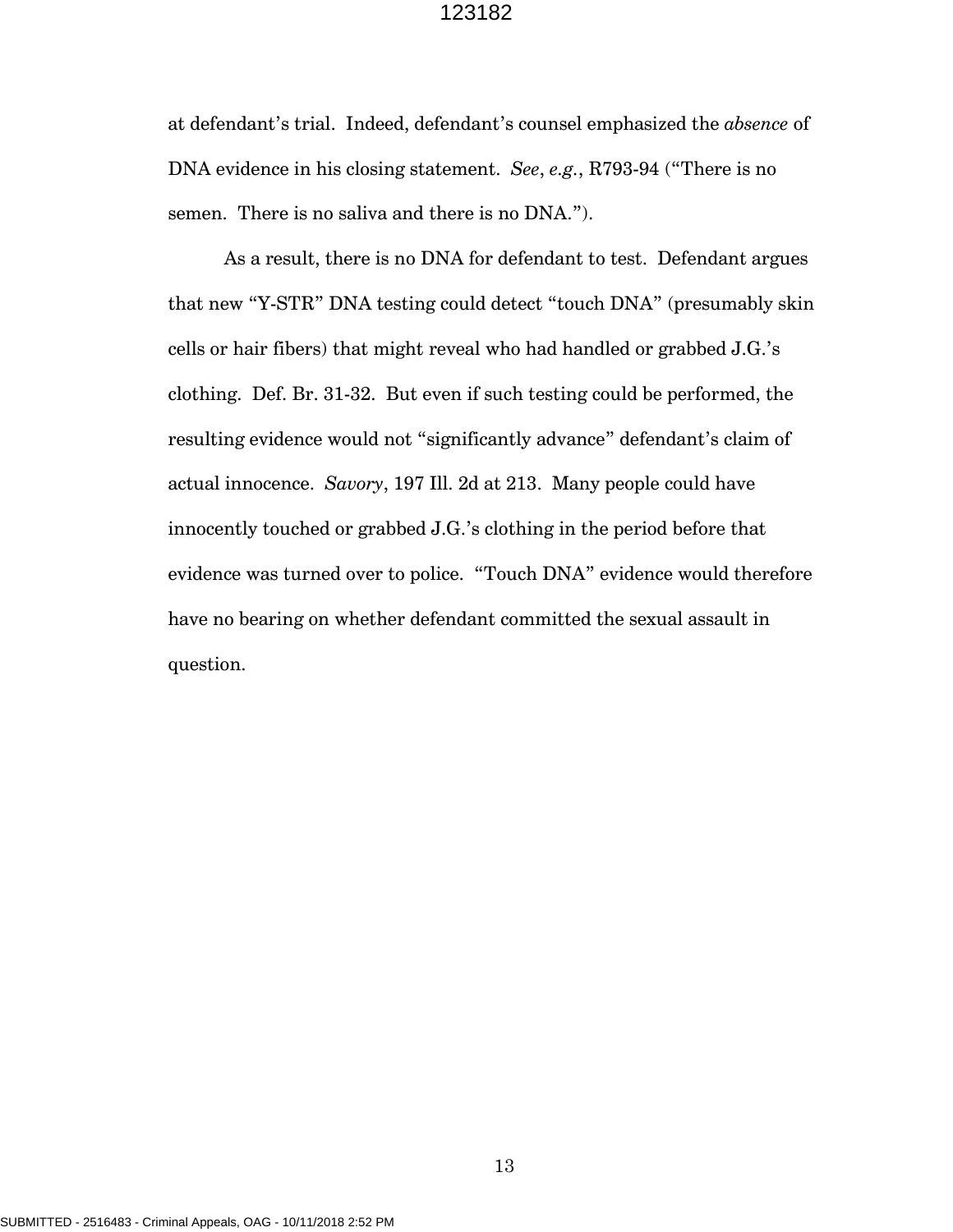at defendant's trial. Indeed, defendant's counsel emphasized the *absence* of DNA evidence in his closing statement. *See*, *e.g.*, R793-94 ("There is no semen. There is no saliva and there is no DNA.").

As a result, there is no DNA for defendant to test. Defendant argues that new "Y-STR" DNA testing could detect "touch DNA" (presumably skin cells or hair fibers) that might reveal who had handled or grabbed J.G.'s clothing. Def. Br. 31-32. But even if such testing could be performed, the resulting evidence would not "significantly advance" defendant's claim of actual innocence. *Savory*, 197 Ill. 2d at 213. Many people could have innocently touched or grabbed J.G.'s clothing in the period before that evidence was turned over to police. "Touch DNA" evidence would therefore have no bearing on whether defendant committed the sexual assault in question.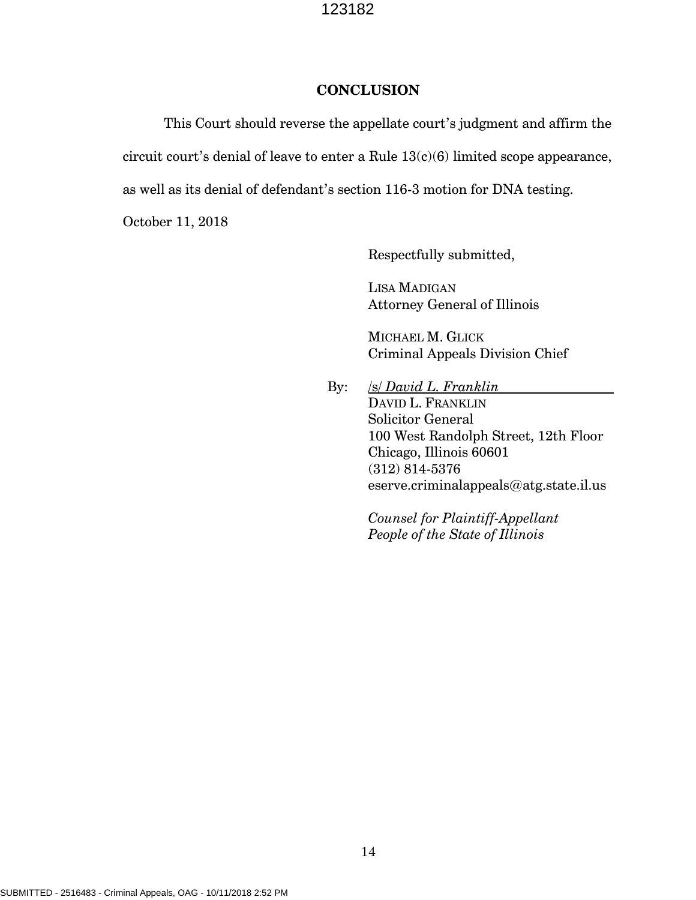## CONCLUSION

This Court should reverse the appellate court's judgment and affirm the circuit court's denial of leave to enter a Rule 13(c)(6) limited scope appearance, as well as its denial of defendant's section 116-3 motion for DNA testing.

October 11, 2018

Respectfully submitted,

LISA MADIGAN
Attorney General of Illinois

MICHAEL M. GLICK
Criminal Appeals Division Chief

By: /s/ *David L. Franklin*
DAVID L. FRANKLIN
Solicitor General
100 West Randolph Street, 12th Floor
Chicago, Illinois 60601
(312) 814-5376
eserve.criminalappeals@atg.state.il.us

*Counsel for Plaintiff-Appellant People of the State of Illinois*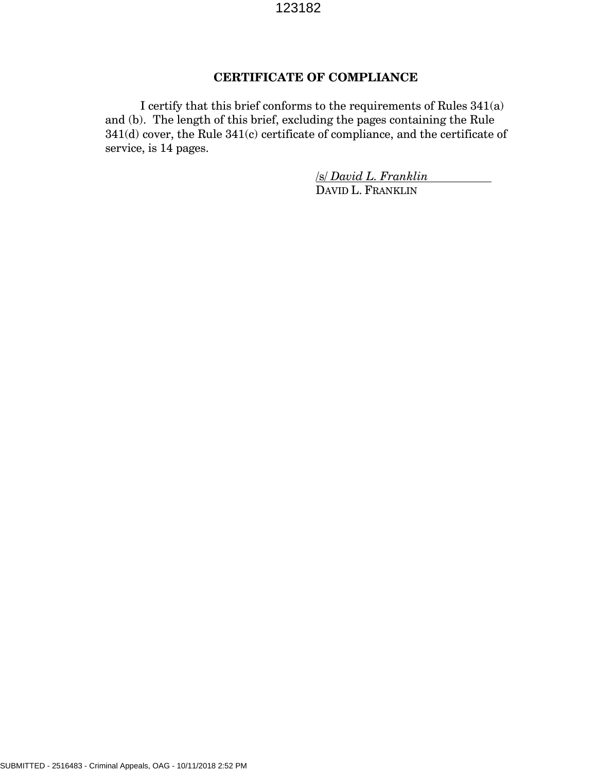## CERTIFICATE OF COMPLIANCE

I certify that this brief conforms to the requirements of Rules 341(a) and (b). The length of this brief, excluding the pages containing the Rule 341(d) cover, the Rule 341(c) certificate of compliance, and the certificate of service, is 14 pages.

/s/ *David L. Franklin*
DAVID L. FRANKLIN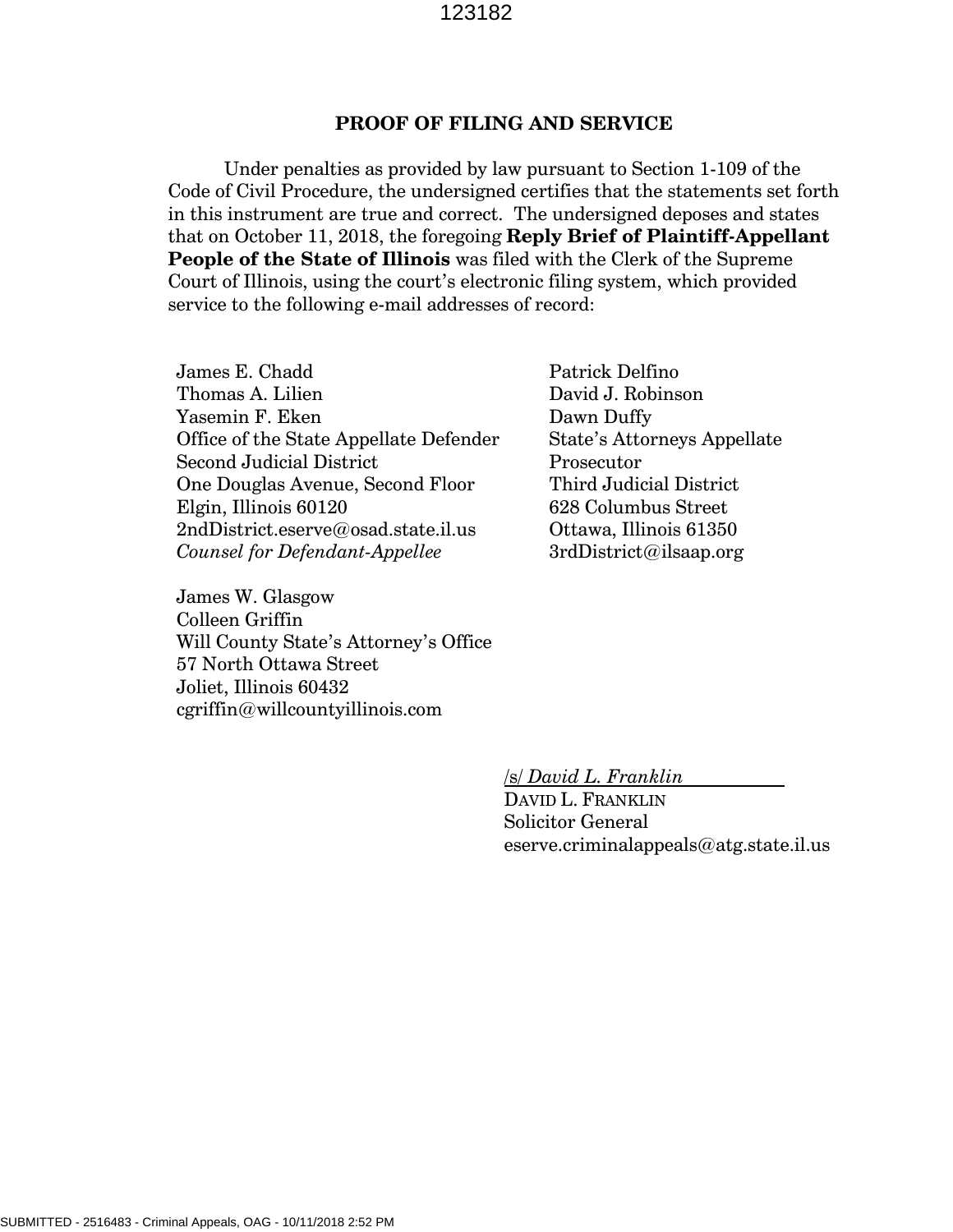## PROOF OF FILING AND SERVICE

Under penalties as provided by law pursuant to Section 1-109 of the Code of Civil Procedure, the undersigned certifies that the statements set forth in this instrument are true and correct. The undersigned deposes and states that on October 11, 2018, the foregoing **Reply Brief of Plaintiff-Appellant People of the State of Illinois** was filed with the Clerk of the Supreme Court of Illinois, using the court's electronic filing system, which provided service to the following e-mail addresses of record:

James E. Chadd
Thomas A. Lilien
Yasemin F. Eken
Office of the State Appellate Defender
Second Judicial District
One Douglas Avenue, Second Floor
Elgin, Illinois 60120
2ndDistrict.eserve@osad.state.il.us
*Counsel for Defendant-Appellee*

James W. Glasgow
Colleen Griffin
Will County State's Attorney's Office
57 North Ottawa Street
Joliet, Illinois 60432
cgriffin@willcountyillinois.com

Patrick Delfino
David J. Robinson
Dawn Duffy
State's Attorneys Appellate Prosecutor
Third Judicial District
628 Columbus Street
Ottawa, Illinois 61350
3rdDistrict@ilsaap.org

/s/ *David L. Franklin*
DAVID L. FRANKLIN
Solicitor General
eserve.criminalappeals@atg.state.il.us